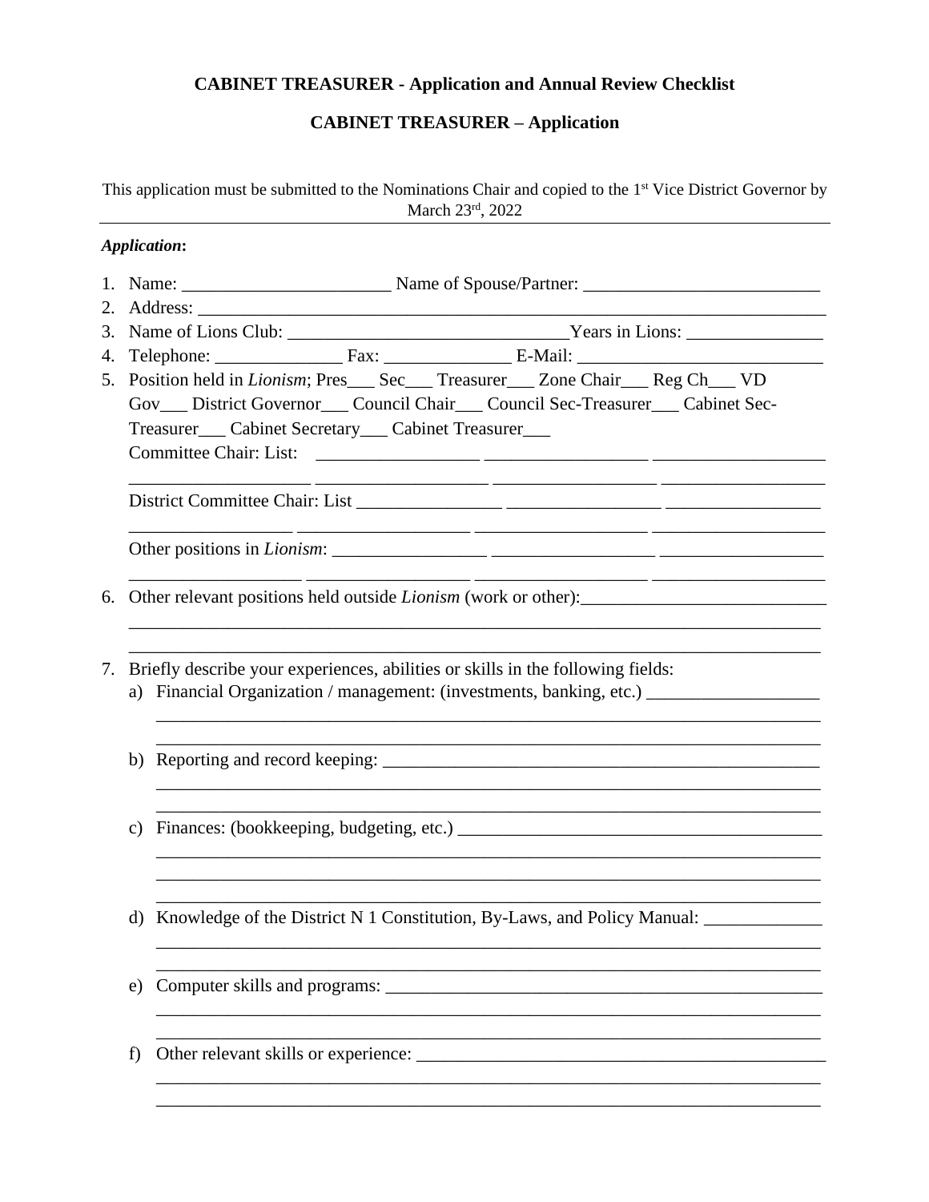# CABINET TREASURER - Application and Annual Review Checklist

## CABINET TREASURER – Application

This application must be submitted to the Nominations Chair and copied to the 1st Vice District Governor by March 23rd, 2022

---

***Application*:**

1. Name: ______________________ Name of Spouse/Partner: _________________________
2. Address: ____________________________________________________________________
3. Name of Lions Club: ______________________________Years in Lions: _______________
4. Telephone: _____________ Fax: _____________ E-Mail: __________________________
5. Position held in *Lionism*; Pres___ Sec___ Treasurer___ Zone Chair___ Reg Ch___ VD Gov___ District Governor___ Council Chair___ Council Sec-Treasurer___ Cabinet Sec-Treasurer___ Cabinet Secretary___ Cabinet Treasurer___

   Committee Chair: List: _________________ _________________ __________________ ___________________ __________________ _________________ _________________

   District Committee Chair: List ________________ ________________ ________________ _________________ __________________ __________________ __________________

   Other positions in *Lionism*: ________________ _________________ _________________ __________________ _________________ __________________ __________________

6. Other relevant positions held outside *Lionism* (work or other):__________________________ ______________________________________________________________________________ ______________________________________________________________________________

7. Briefly describe your experiences, abilities or skills in the following fields:
   a) Financial Organization / management: (investments, banking, etc.) ___________________ ___________________________________________________________________________ ___________________________________________________________________________
   b) Reporting and record keeping: __________________________________________________ ___________________________________________________________________________ ___________________________________________________________________________
   c) Finances: (bookkeeping, budgeting, etc.) _________________________________________ ___________________________________________________________________________ ___________________________________________________________________________ ___________________________________________________________________________
   d) Knowledge of the District N 1 Constitution, By-Laws, and Policy Manual: _____________ ___________________________________________________________________________ ___________________________________________________________________________
   e) Computer skills and programs: __________________________________________________ ___________________________________________________________________________ ___________________________________________________________________________
   f) Other relevant skills or experience: ______________________________________________ ___________________________________________________________________________ ___________________________________________________________________________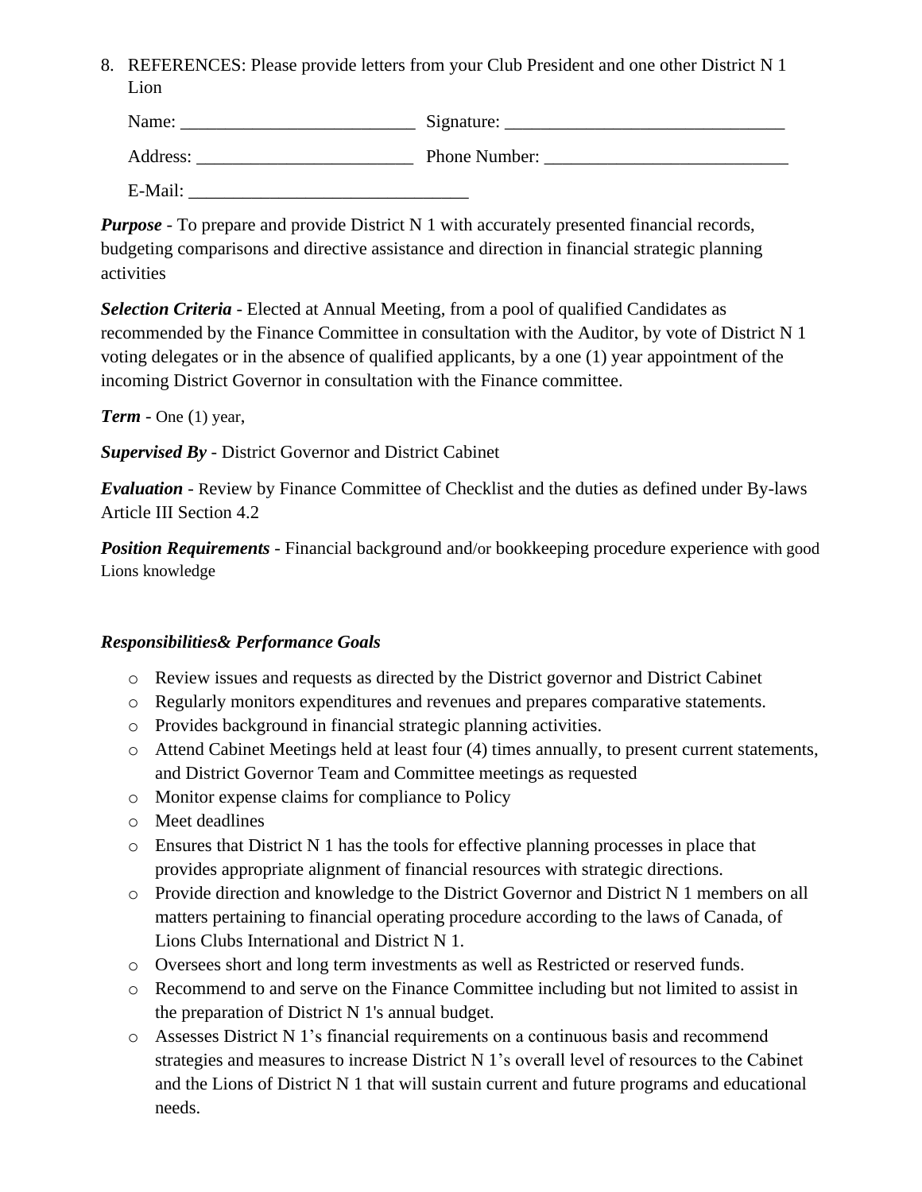8. REFERENCES: Please provide letters from your Club President and one other District N 1 Lion

   Name: __________________________ Signature: _______________________________

   Address: ________________________ Phone Number: ___________________________

   E-Mail: _______________________________

***Purpose*** - To prepare and provide District N 1 with accurately presented financial records, budgeting comparisons and directive assistance and direction in financial strategic planning activities

***Selection Criteria*** - Elected at Annual Meeting, from a pool of qualified Candidates as recommended by the Finance Committee in consultation with the Auditor, by vote of District N 1 voting delegates or in the absence of qualified applicants, by a one (1) year appointment of the incoming District Governor in consultation with the Finance committee.

***Term*** - One (1) year,

***Supervised By*** - District Governor and District Cabinet

***Evaluation*** - Review by Finance Committee of Checklist and the duties as defined under By-laws Article III Section 4.2

***Position Requirements*** - Financial background and/or bookkeeping procedure experience with good Lions knowledge

***Responsibilities& Performance Goals***

- Review issues and requests as directed by the District governor and District Cabinet
- Regularly monitors expenditures and revenues and prepares comparative statements.
- Provides background in financial strategic planning activities.
- Attend Cabinet Meetings held at least four (4) times annually, to present current statements, and District Governor Team and Committee meetings as requested
- Monitor expense claims for compliance to Policy
- Meet deadlines
- Ensures that District N 1 has the tools for effective planning processes in place that provides appropriate alignment of financial resources with strategic directions.
- Provide direction and knowledge to the District Governor and District N 1 members on all matters pertaining to financial operating procedure according to the laws of Canada, of Lions Clubs International and District N 1.
- Oversees short and long term investments as well as Restricted or reserved funds.
- Recommend to and serve on the Finance Committee including but not limited to assist in the preparation of District N 1's annual budget.
- Assesses District N 1's financial requirements on a continuous basis and recommend strategies and measures to increase District N 1's overall level of resources to the Cabinet and the Lions of District N 1 that will sustain current and future programs and educational needs.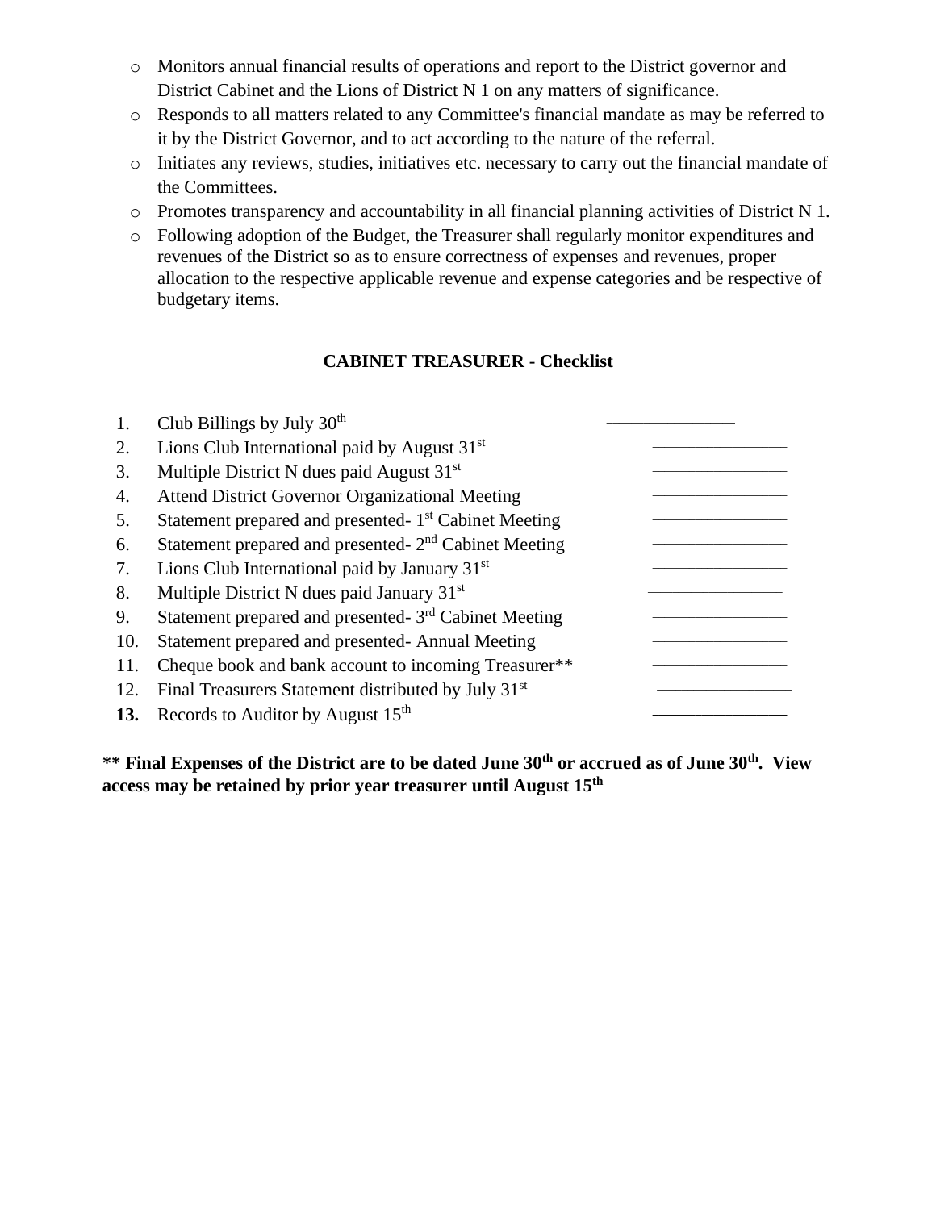- Monitors annual financial results of operations and report to the District governor and District Cabinet and the Lions of District N 1 on any matters of significance.
- Responds to all matters related to any Committee's financial mandate as may be referred to it by the District Governor, and to act according to the nature of the referral.
- Initiates any reviews, studies, initiatives etc. necessary to carry out the financial mandate of the Committees.
- Promotes transparency and accountability in all financial planning activities of District N 1.
- Following adoption of the Budget, the Treasurer shall regularly monitor expenditures and revenues of the District so as to ensure correctness of expenses and revenues, proper allocation to the respective applicable revenue and expense categories and be respective of budgetary items.

## CABINET TREASURER - Checklist

1. Club Billings by July 30th \_\_\_\_\_\_\_\_\_\_\_\_\_\_\_\_
2. Lions Club International paid by August 31st \_\_\_\_\_\_\_\_\_\_\_\_\_\_\_\_
3. Multiple District N dues paid August 31st \_\_\_\_\_\_\_\_\_\_\_\_\_\_\_\_
4. Attend District Governor Organizational Meeting \_\_\_\_\_\_\_\_\_\_\_\_\_\_\_\_
5. Statement prepared and presented- 1st Cabinet Meeting \_\_\_\_\_\_\_\_\_\_\_\_\_\_\_\_
6. Statement prepared and presented- 2nd Cabinet Meeting \_\_\_\_\_\_\_\_\_\_\_\_\_\_\_\_
7. Lions Club International paid by January 31st \_\_\_\_\_\_\_\_\_\_\_\_\_\_\_\_
8. Multiple District N dues paid January 31st \_\_\_\_\_\_\_\_\_\_\_\_\_\_\_\_
9. Statement prepared and presented- 3rd Cabinet Meeting \_\_\_\_\_\_\_\_\_\_\_\_\_\_\_\_
10. Statement prepared and presented- Annual Meeting \_\_\_\_\_\_\_\_\_\_\_\_\_\_\_\_
11. Cheque book and bank account to incoming Treasurer** \_\_\_\_\_\_\_\_\_\_\_\_\_\_\_\_
12. Final Treasurers Statement distributed by July 31st \_\_\_\_\_\_\_\_\_\_\_\_\_\_\_\_
13. Records to Auditor by August 15th \_\_\_\_\_\_\_\_\_\_\_\_\_\_\_\_

**** Final Expenses of the District are to be dated June 30th or accrued as of June 30th. View access may be retained by prior year treasurer until August 15th**